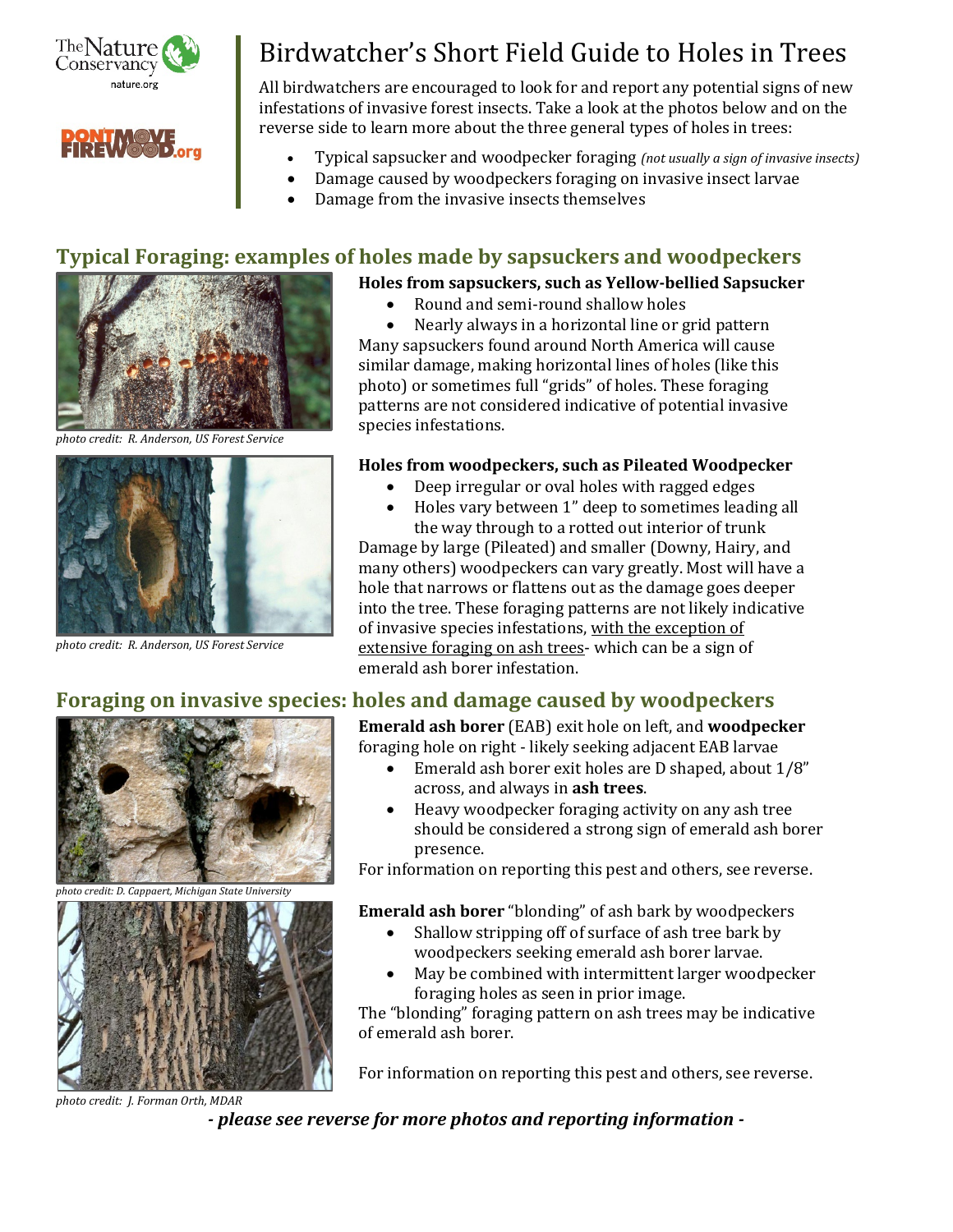# Birdwatcher's Short Field Guide to Holes in Trees

All birdwatchers are encouraged to look for and report any potential signs of new infestations of invasive forest insects. Take a look at the photos below and on the reverse side to learn more about the three general types of holes in trees:

- Typical sapsucker and woodpecker foraging *(not usually a sign of invasive insects)*
- Damage caused by woodpeckers foraging on invasive insect larvae
- Damage from the invasive insects themselves

## Typical Foraging: examples of holes made by sapsuckers and woodpeckers

*photo credit: R. Anderson, US Forest Service*

**Holes from sapsuckers, such as Yellow-bellied Sapsucker**

- Round and semi-round shallow holes
- Nearly always in a horizontal line or grid pattern

Many sapsuckers found around North America will cause similar damage, making horizontal lines of holes (like this photo) or sometimes full "grids" of holes. These foraging patterns are not considered indicative of potential invasive species infestations.

*photo credit: R. Anderson, US Forest Service*

**Holes from woodpeckers, such as Pileated Woodpecker**

- Deep irregular or oval holes with ragged edges
- Holes vary between 1" deep to sometimes leading all the way through to a rotted out interior of trunk

Damage by large (Pileated) and smaller (Downy, Hairy, and many others) woodpeckers can vary greatly. Most will have a hole that narrows or flattens out as the damage goes deeper into the tree. These foraging patterns are not likely indicative of invasive species infestations, <u>with the exception of extensive foraging on ash trees</u>- which can be a sign of emerald ash borer infestation.

## Foraging on invasive species: holes and damage caused by woodpeckers

*photo credit: D. Cappaert, Michigan State University*

**Emerald ash borer** (EAB) exit hole on left, and **woodpecker** foraging hole on right - likely seeking adjacent EAB larvae

- Emerald ash borer exit holes are D shaped, about 1/8" across, and always in **ash trees**.
- Heavy woodpecker foraging activity on any ash tree should be considered a strong sign of emerald ash borer presence.

For information on reporting this pest and others, see reverse.

*photo credit: J. Forman Orth, MDAR*

**Emerald ash borer** "blonding" of ash bark by woodpeckers

- Shallow stripping off of surface of ash tree bark by woodpeckers seeking emerald ash borer larvae.
- May be combined with intermittent larger woodpecker foraging holes as seen in prior image.

The "blonding" foraging pattern on ash trees may be indicative of emerald ash borer.

For information on reporting this pest and others, see reverse.

***- please see reverse for more photos and reporting information -***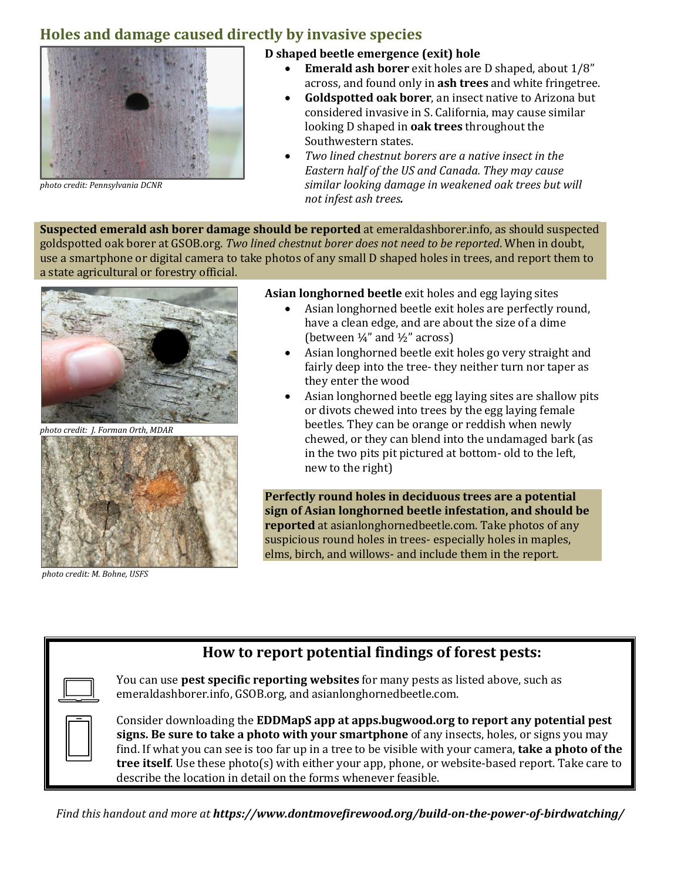## Holes and damage caused directly by invasive species

*photo credit: Pennsylvania DCNR*

**D shaped beetle emergence (exit) hole**

- **Emerald ash borer** exit holes are D shaped, about 1/8" across, and found only in **ash trees** and white fringetree.
- **Goldspotted oak borer**, an insect native to Arizona but considered invasive in S. California, may cause similar looking D shaped in **oak trees** throughout the Southwestern states.
- *Two lined chestnut borers are a native insect in the Eastern half of the US and Canada. They may cause similar looking damage in weakened oak trees but will not infest ash trees.*

**Suspected emerald ash borer damage should be reported** at emeraldashborer.info, as should suspected goldspotted oak borer at GSOB.org. *Two lined chestnut borer does not need to be reported.* When in doubt, use a smartphone or digital camera to take photos of any small D shaped holes in trees, and report them to a state agricultural or forestry official.

*photo credit: J. Forman Orth, MDAR*

*photo credit: M. Bohne, USFS*

**Asian longhorned beetle** exit holes and egg laying sites

- Asian longhorned beetle exit holes are perfectly round, have a clean edge, and are about the size of a dime (between ¼" and ½" across)
- Asian longhorned beetle exit holes go very straight and fairly deep into the tree- they neither turn nor taper as they enter the wood
- Asian longhorned beetle egg laying sites are shallow pits or divots chewed into trees by the egg laying female beetles. They can be orange or reddish when newly chewed, or they can blend into the undamaged bark (as in the two pits pit pictured at bottom- old to the left, new to the right)

**Perfectly round holes in deciduous trees are a potential sign of Asian longhorned beetle infestation, and should be reported** at asianlonghornedbeetle.com. Take photos of any suspicious round holes in trees- especially holes in maples, elms, birch, and willows- and include them in the report.

### How to report potential findings of forest pests:

You can use **pest specific reporting websites** for many pests as listed above, such as emeraldashborer.info, GSOB.org, and asianlonghornedbeetle.com.

Consider downloading the **EDDMapS app at apps.bugwood.org to report any potential pest signs. Be sure to take a photo with your smartphone** of any insects, holes, or signs you may find. If what you can see is too far up in a tree to be visible with your camera, **take a photo of the tree itself**. Use these photo(s) with either your app, phone, or website-based report. Take care to describe the location in detail on the forms whenever feasible.

*Find this handout and more at **https://www.dontmovefirewood.org/build-on-the-power-of-birdwatching/***